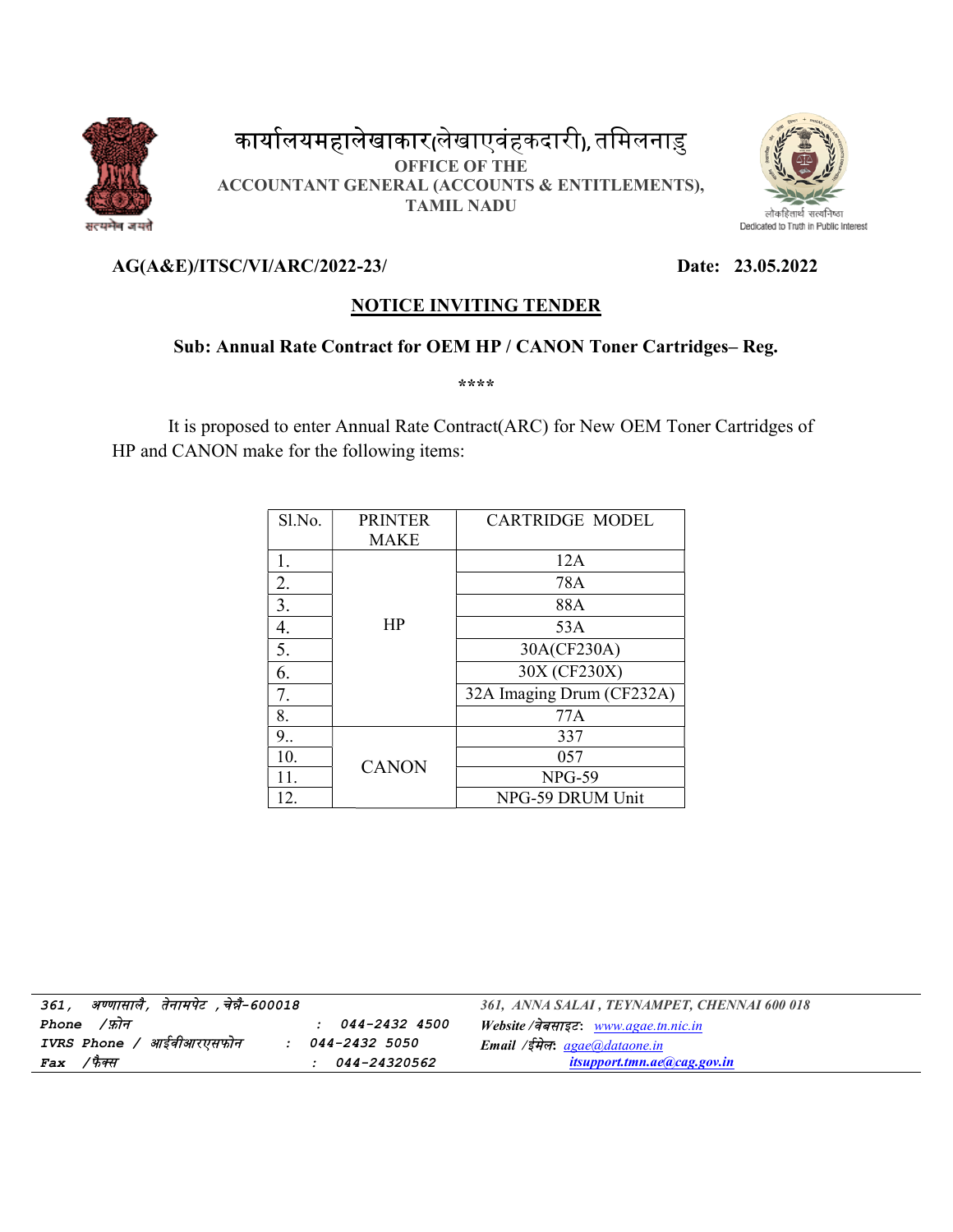# कार्यालयमहालेखाकार(लेखाएवंहकदारी), तमिलनाडु

**OFFICE OF THE**
**ACCOUNTANT GENERAL (ACCOUNTS & ENTITLEMENTS),**
**TAMIL NADU**

सत्यमेव जयते

लोकहितार्थ सत्यनिष्ठा
Dedicated to Truth in Public Interest

**AG(A&E)/ITSC/VI/ARC/2022-23/** **Date: 23.05.2022**

## NOTICE INVITING TENDER

**Sub: Annual Rate Contract for OEM HP / CANON Toner Cartridges– Reg.**

\*\*\*\*

It is proposed to enter Annual Rate Contract(ARC) for New OEM Toner Cartridges of HP and CANON make for the following items:

| Sl.No. | PRINTER MAKE | CARTRIDGE MODEL |
|---|---|---|
| 1. | HP | 12A |
| 2. | | 78A |
| 3. | | 88A |
| 4. | | 53A |
| 5. | | 30A(CF230A) |
| 6. | | 30X (CF230X) |
| 7. | | 32A Imaging Drum (CF232A) |
| 8. | | 77A |
| 9.. | CANON | 337 |
| 10. | | 057 |
| 11. | | NPG-59 |
| 12. | | NPG-59 DRUM Unit |

*361, अण्णासालै, तेनामपेट ,चेन्नै-600018*
*361, ANNA SALAI , TEYNAMPET, CHENNAI 600 018*

*Phone /फ़ोन : 044-2432 4500*
*IVRS Phone / आईवीआरएसफोन : 044-2432 5050*
*Fax /फैक्स : 044-24320562*

*Website /वेबसाइट*: www.agae.tn.nic.in
*Email /ईमेल*: agae@dataone.in
itsupport.tmn.ae@cag.gov.in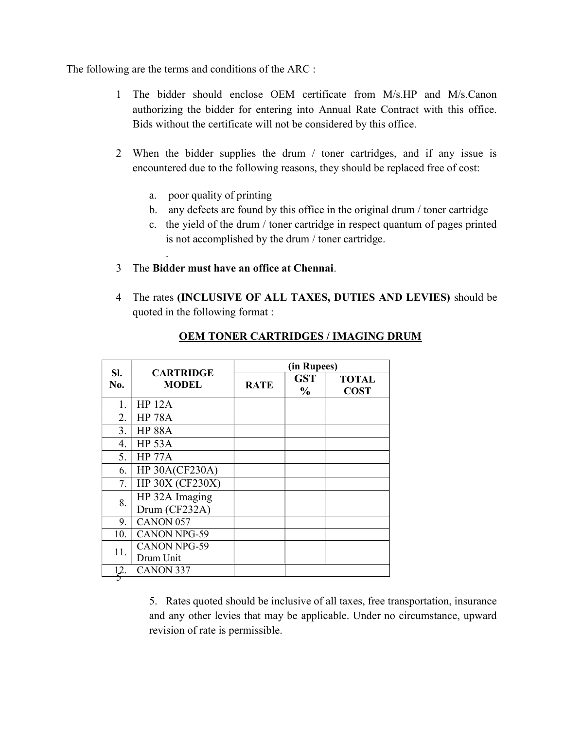The following are the terms and conditions of the ARC :

1. The bidder should enclose OEM certificate from M/s.HP and M/s.Canon authorizing the bidder for entering into Annual Rate Contract with this office. Bids without the certificate will not be considered by this office.

2. When the bidder supplies the drum / toner cartridges, and if any issue is encountered due to the following reasons, they should be replaced free of cost:

   a. poor quality of printing
   b. any defects are found by this office in the original drum / toner cartridge
   c. the yield of the drum / toner cartridge in respect quantum of pages printed is not accomplished by the drum / toner cartridge.

   .

3. The **Bidder must have an office at Chennai**.

4. The rates **(INCLUSIVE OF ALL TAXES, DUTIES AND LEVIES)** should be quoted in the following format :

**OEM TONER CARTRIDGES / IMAGING DRUM**

| Sl. No. | CARTRIDGE MODEL | (in Rupees) | | |
|---|---|---|---|---|
| | | RATE | GST % | TOTAL COST |
| 1. | HP 12A | | | |
| 2. | HP 78A | | | |
| 3. | HP 88A | | | |
| 4. | HP 53A | | | |
| 5. | HP 77A | | | |
| 6. | HP 30A(CF230A) | | | |
| 7. | HP 30X (CF230X) | | | |
| 8. | HP 32A Imaging Drum (CF232A) | | | |
| 9. | CANON 057 | | | |
| 10. | CANON NPG-59 | | | |
| 11. | CANON NPG-59 Drum Unit | | | |
| 12. | CANON 337 | | | |

5. Rates quoted should be inclusive of all taxes, free transportation, insurance and any other levies that may be applicable. Under no circumstance, upward revision of rate is permissible.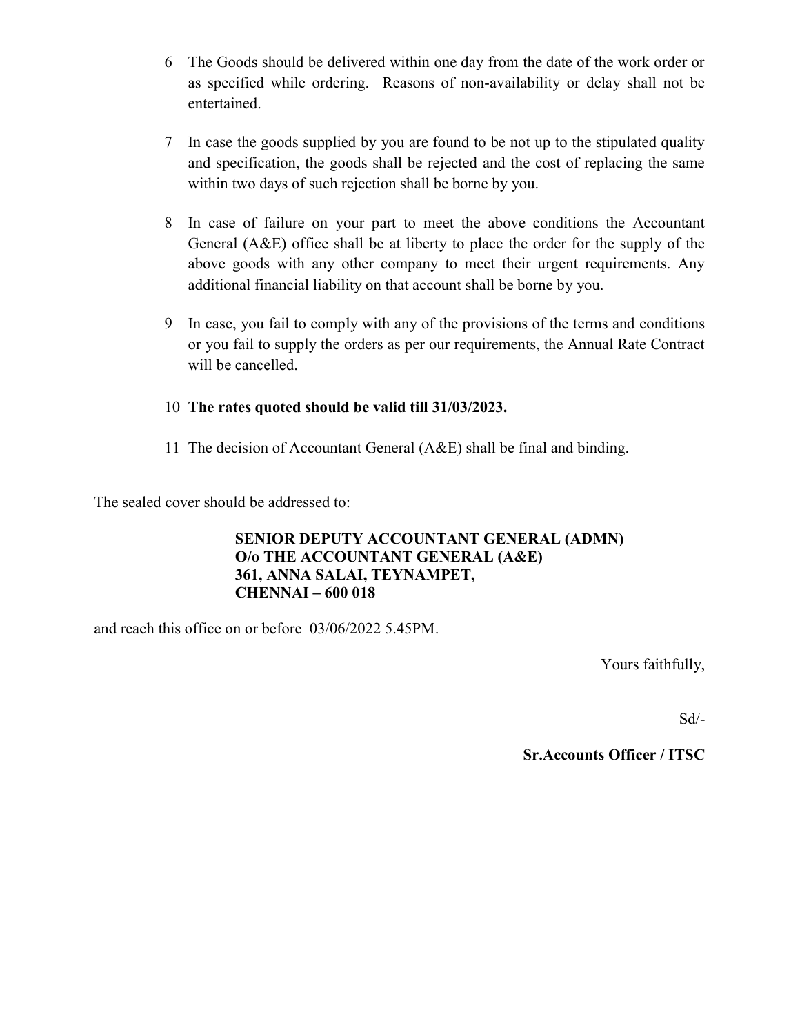6. The Goods should be delivered within one day from the date of the work order or as specified while ordering. Reasons of non-availability or delay shall not be entertained.

7. In case the goods supplied by you are found to be not up to the stipulated quality and specification, the goods shall be rejected and the cost of replacing the same within two days of such rejection shall be borne by you.

8. In case of failure on your part to meet the above conditions the Accountant General (A&E) office shall be at liberty to place the order for the supply of the above goods with any other company to meet their urgent requirements. Any additional financial liability on that account shall be borne by you.

9. In case, you fail to comply with any of the provisions of the terms and conditions or you fail to supply the orders as per our requirements, the Annual Rate Contract will be cancelled.

10. **The rates quoted should be valid till 31/03/2023.**

11. The decision of Accountant General (A&E) shall be final and binding.

The sealed cover should be addressed to:

**SENIOR DEPUTY ACCOUNTANT GENERAL (ADMN)**
**O/o THE ACCOUNTANT GENERAL (A&E)**
**361, ANNA SALAI, TEYNAMPET,**
**CHENNAI – 600 018**

and reach this office on or before 03/06/2022 5.45PM.

Yours faithfully,

Sd/-

**Sr.Accounts Officer / ITSC**